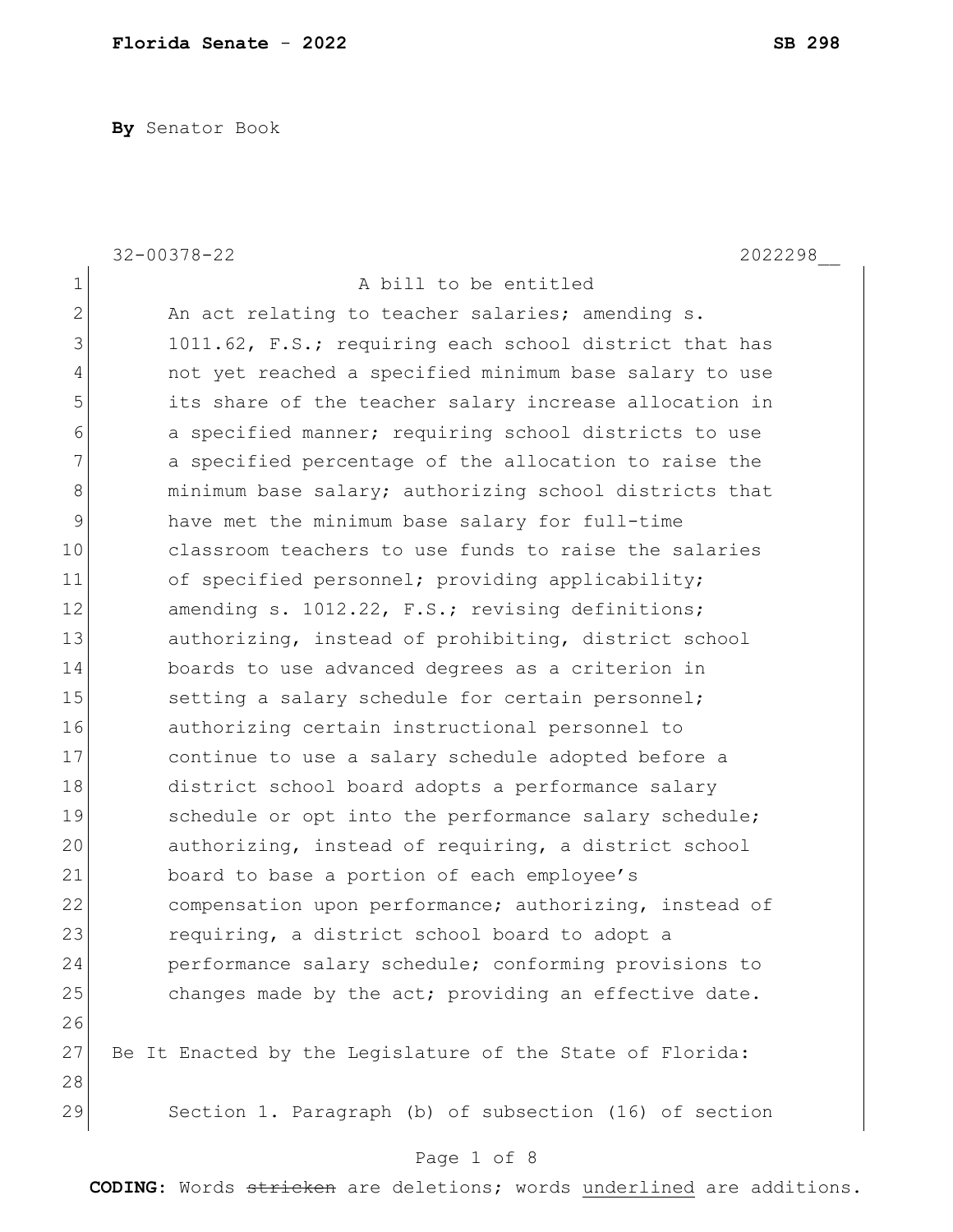**By** Senator Book

32-00378-22 2022298__

A bill to be entitled

An act relating to teacher salaries; amending s. 1011.62, F.S.; requiring each school district that has not yet reached a specified minimum base salary to use its share of the teacher salary increase allocation in a specified manner; requiring school districts to use a specified percentage of the allocation to raise the minimum base salary; authorizing school districts that have met the minimum base salary for full-time classroom teachers to use funds to raise the salaries of specified personnel; providing applicability; amending s. 1012.22, F.S.; revising definitions; authorizing, instead of prohibiting, district school boards to use advanced degrees as a criterion in setting a salary schedule for certain personnel; authorizing certain instructional personnel to continue to use a salary schedule adopted before a district school board adopts a performance salary schedule or opt into the performance salary schedule; authorizing, instead of requiring, a district school board to base a portion of each employee's compensation upon performance; authorizing, instead of requiring, a district school board to adopt a performance salary schedule; conforming provisions to changes made by the act; providing an effective date.

Be It Enacted by the Legislature of the State of Florida:

Section 1. Paragraph (b) of subsection (16) of section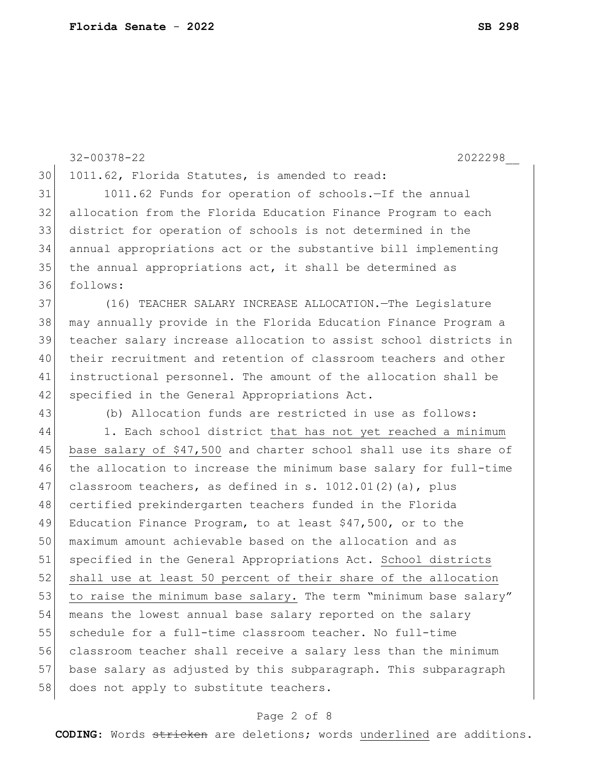1011.62, Florida Statutes, is amended to read:

1011.62 Funds for operation of schools.—If the annual allocation from the Florida Education Finance Program to each district for operation of schools is not determined in the annual appropriations act or the substantive bill implementing the annual appropriations act, it shall be determined as follows:

(16) TEACHER SALARY INCREASE ALLOCATION.—The Legislature may annually provide in the Florida Education Finance Program a teacher salary increase allocation to assist school districts in their recruitment and retention of classroom teachers and other instructional personnel. The amount of the allocation shall be specified in the General Appropriations Act.

(b) Allocation funds are restricted in use as follows:

1. Each school district <u>that has not yet reached a minimum base salary of $47,500</u> and charter school shall use its share of the allocation to increase the minimum base salary for full-time classroom teachers, as defined in s. 1012.01(2)(a), plus certified prekindergarten teachers funded in the Florida Education Finance Program, to at least $47,500, or to the maximum amount achievable based on the allocation and as specified in the General Appropriations Act. <u>School districts shall use at least 50 percent of their share of the allocation to raise the minimum base salary.</u> The term "minimum base salary" means the lowest annual base salary reported on the salary schedule for a full-time classroom teacher. No full-time classroom teacher shall receive a salary less than the minimum base salary as adjusted by this subparagraph. This subparagraph does not apply to substitute teachers.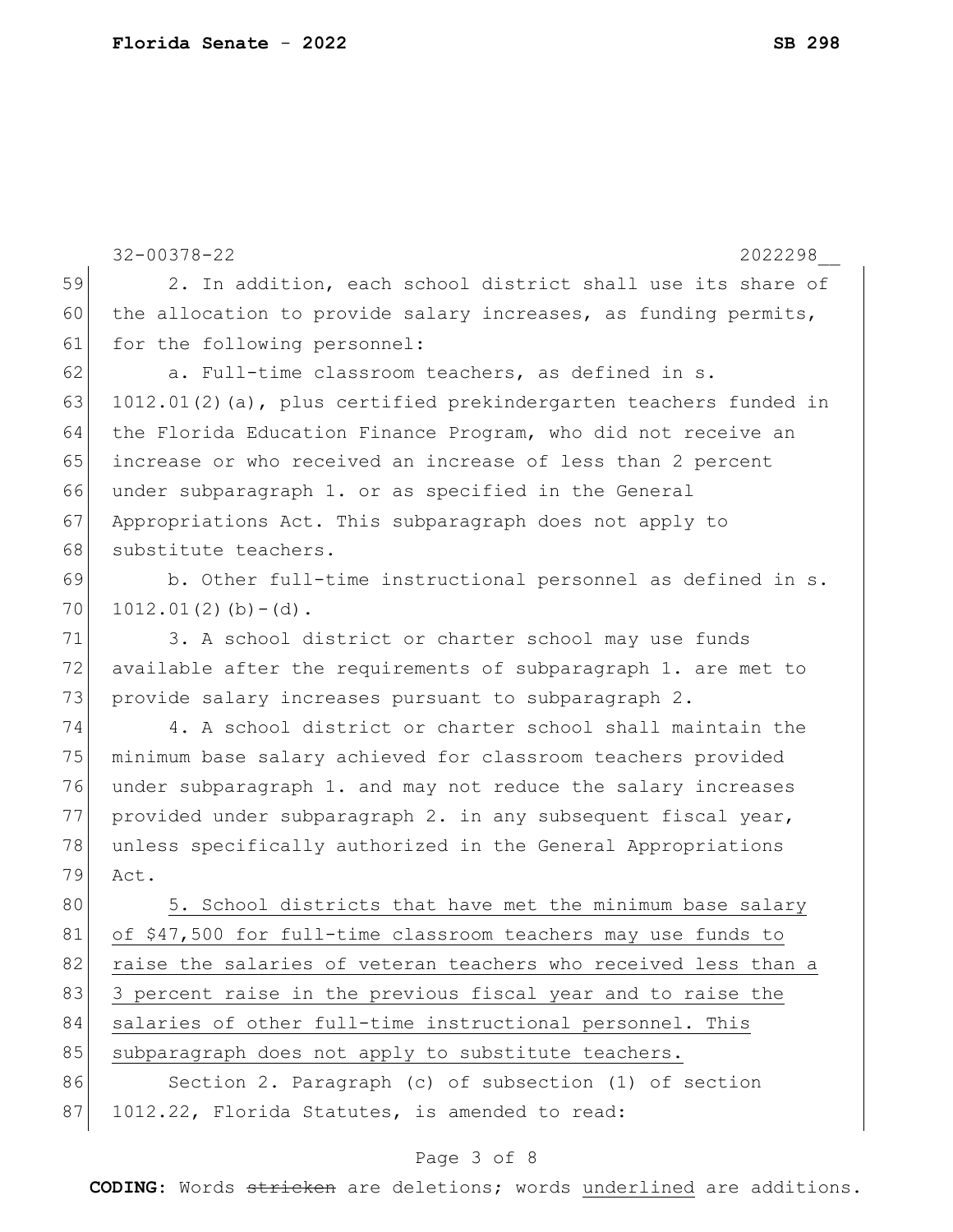2. In addition, each school district shall use its share of the allocation to provide salary increases, as funding permits, for the following personnel:

a. Full-time classroom teachers, as defined in s. 1012.01(2)(a), plus certified prekindergarten teachers funded in the Florida Education Finance Program, who did not receive an increase or who received an increase of less than 2 percent under subparagraph 1. or as specified in the General Appropriations Act. This subparagraph does not apply to substitute teachers.

b. Other full-time instructional personnel as defined in s. 1012.01(2)(b)-(d).

3. A school district or charter school may use funds available after the requirements of subparagraph 1. are met to provide salary increases pursuant to subparagraph 2.

4. A school district or charter school shall maintain the minimum base salary achieved for classroom teachers provided under subparagraph 1. and may not reduce the salary increases provided under subparagraph 2. in any subsequent fiscal year, unless specifically authorized in the General Appropriations Act.

<u>5. School districts that have met the minimum base salary of $47,500 for full-time classroom teachers may use funds to raise the salaries of veteran teachers who received less than a 3 percent raise in the previous fiscal year and to raise the salaries of other full-time instructional personnel. This subparagraph does not apply to substitute teachers.</u>

Section 2. Paragraph (c) of subsection (1) of section 1012.22, Florida Statutes, is amended to read: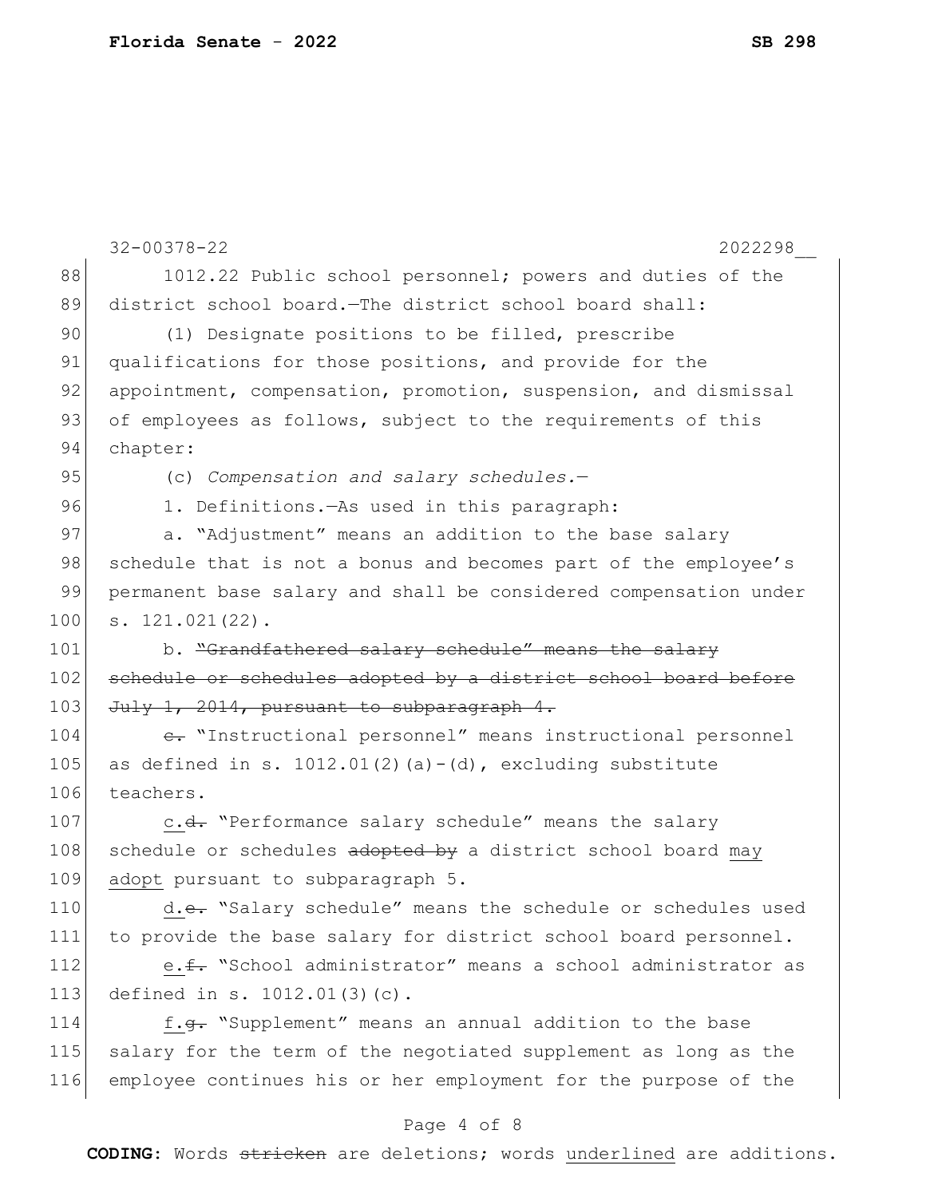1012.22 Public school personnel; powers and duties of the district school board.—The district school board shall:

(1) Designate positions to be filled, prescribe qualifications for those positions, and provide for the appointment, compensation, promotion, suspension, and dismissal of employees as follows, subject to the requirements of this chapter:

(c) *Compensation and salary schedules.*—

1. Definitions.—As used in this paragraph:

a. "Adjustment" means an addition to the base salary schedule that is not a bonus and becomes part of the employee's permanent base salary and shall be considered compensation under s. 121.021(22).

b. ~~"Grandfathered salary schedule" means the salary schedule or schedules adopted by a district school board before July 1, 2014, pursuant to subparagraph 4.~~

~~c.~~ "Instructional personnel" means instructional personnel as defined in s. 1012.01(2)(a)-(d), excluding substitute teachers.

<u>c.</u>~~d.~~ "Performance salary schedule" means the salary schedule or schedules ~~adopted by~~ a district school board <u>may adopt</u> pursuant to subparagraph 5.

<u>d.</u>~~e.~~ "Salary schedule" means the schedule or schedules used to provide the base salary for district school board personnel.

<u>e.</u>~~f.~~ "School administrator" means a school administrator as defined in s. 1012.01(3)(c).

<u>f.</u>~~g.~~ "Supplement" means an annual addition to the base salary for the term of the negotiated supplement as long as the employee continues his or her employment for the purpose of the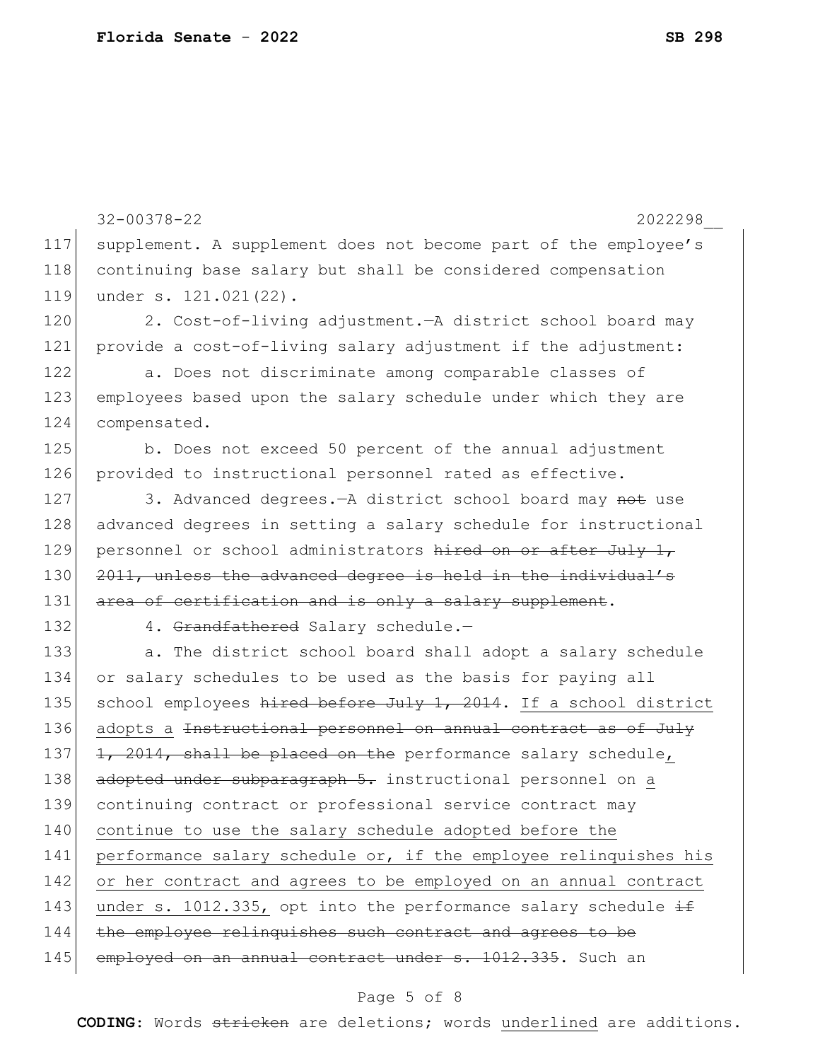supplement. A supplement does not become part of the employee's continuing base salary but shall be considered compensation under s. 121.021(22).

2. Cost-of-living adjustment.—A district school board may provide a cost-of-living salary adjustment if the adjustment:

a. Does not discriminate among comparable classes of employees based upon the salary schedule under which they are compensated.

b. Does not exceed 50 percent of the annual adjustment provided to instructional personnel rated as effective.

3. Advanced degrees.—A district school board may ~~not~~ use advanced degrees in setting a salary schedule for instructional personnel or school administrators ~~hired on or after July 1, 2011, unless the advanced degree is held in the individual's area of certification and is only a salary supplement~~.

4. ~~Grandfathered~~ Salary schedule.—

a. The district school board shall adopt a salary schedule or salary schedules to be used as the basis for paying all school employees ~~hired before July 1, 2014~~. <u>If a school district adopts a</u> ~~Instructional personnel on annual contract as of July 1, 2014, shall be placed on the~~ performance salary schedule<u>,</u> ~~adopted under subparagraph 5.~~ instructional personnel on <u>a</u> continuing contract or professional service contract may <u>continue to use the salary schedule adopted before the performance salary schedule or, if the employee relinquishes his or her contract and agrees to be employed on an annual contract under s. 1012.335,</u> opt into the performance salary schedule ~~if the employee relinquishes such contract and agrees to be employed on an annual contract under s. 1012.335~~. Such an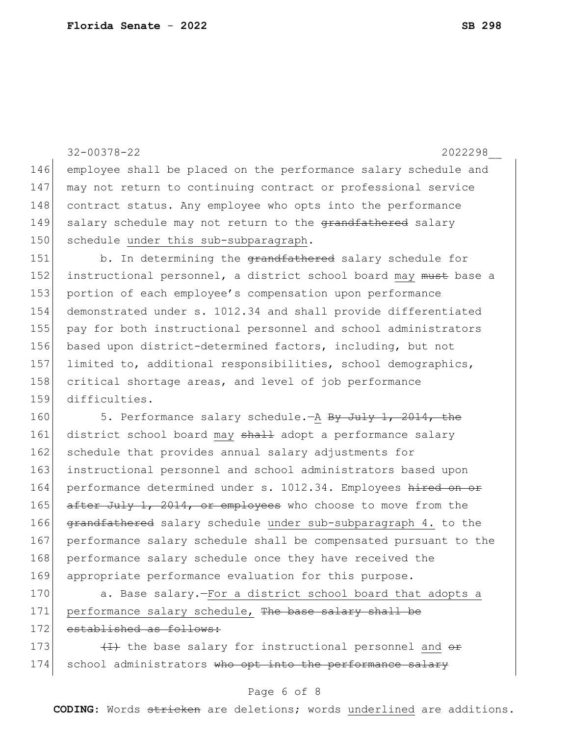employee shall be placed on the performance salary schedule and may not return to continuing contract or professional service contract status. Any employee who opts into the performance salary schedule may not return to the ~~grandfathered~~ salary schedule <u>under this sub-subparagraph</u>.

b. In determining the ~~grandfathered~~ salary schedule for instructional personnel, a district school board <u>may</u> ~~must~~ base a portion of each employee's compensation upon performance demonstrated under s. 1012.34 and shall provide differentiated pay for both instructional personnel and school administrators based upon district-determined factors, including, but not limited to, additional responsibilities, school demographics, critical shortage areas, and level of job performance difficulties.

5. Performance salary schedule.—<u>A</u> ~~By July 1, 2014, the~~ district school board <u>may</u> ~~shall~~ adopt a performance salary schedule that provides annual salary adjustments for instructional personnel and school administrators based upon performance determined under s. 1012.34. Employees ~~hired on or after July 1, 2014, or employees~~ who choose to move from the ~~grandfathered~~ salary schedule <u>under sub-subparagraph 4.</u> to the performance salary schedule shall be compensated pursuant to the performance salary schedule once they have received the appropriate performance evaluation for this purpose.

a. Base salary.—<u>For a district school board that adopts a performance salary schedule,</u> ~~The base salary shall be established as follows:~~

~~(I)~~ the base salary for instructional personnel <u>and</u> ~~or~~ school administrators ~~who opt into the performance salary~~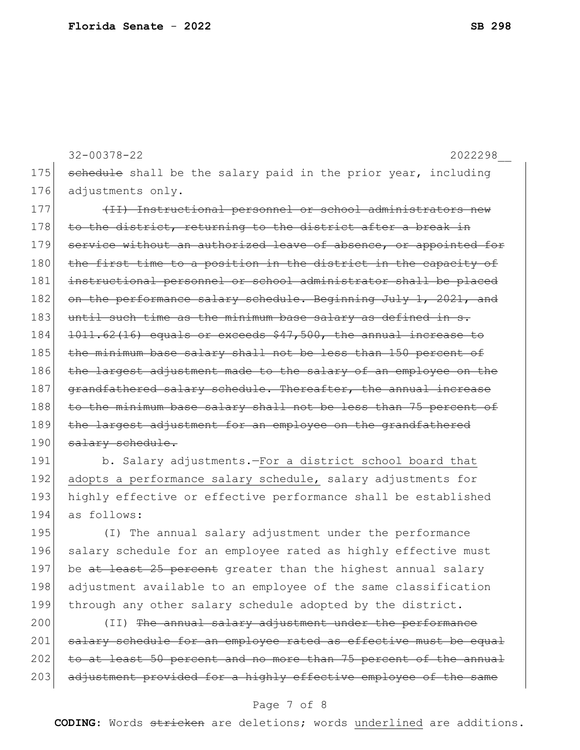32-00378-22 2022298__

175 ~~schedule~~ shall be the salary paid in the prior year, including
176 adjustments only.

177 ~~(II) Instructional personnel or school administrators new~~
178 ~~to the district, returning to the district after a break in~~
179 ~~service without an authorized leave of absence, or appointed for~~
180 ~~the first time to a position in the district in the capacity of~~
181 ~~instructional personnel or school administrator shall be placed~~
182 ~~on the performance salary schedule. Beginning July 1, 2021, and~~
183 ~~until such time as the minimum base salary as defined in s.~~
184 ~~1011.62(16) equals or exceeds $47,500, the annual increase to~~
185 ~~the minimum base salary shall not be less than 150 percent of~~
186 ~~the largest adjustment made to the salary of an employee on the~~
187 ~~grandfathered salary schedule. Thereafter, the annual increase~~
188 ~~to the minimum base salary shall not be less than 75 percent of~~
189 ~~the largest adjustment for an employee on the grandfathered~~
190 ~~salary schedule.~~

191 b. Salary adjustments.—<u>For a district school board that</u>
192 <u>adopts a performance salary schedule,</u> salary adjustments for
193 highly effective or effective performance shall be established
194 as follows:

195 (I) The annual salary adjustment under the performance
196 salary schedule for an employee rated as highly effective must
197 be ~~at least 25 percent~~ greater than the highest annual salary
198 adjustment available to an employee of the same classification
199 through any other salary schedule adopted by the district.

200 (II) ~~The annual salary adjustment under the performance~~
201 ~~salary schedule for an employee rated as effective must be equal~~
202 ~~to at least 50 percent and no more than 75 percent of the annual~~
203 ~~adjustment provided for a highly effective employee of the same~~

**CODING:** Words ~~stricken~~ are deletions; words <u>underlined</u> are additions.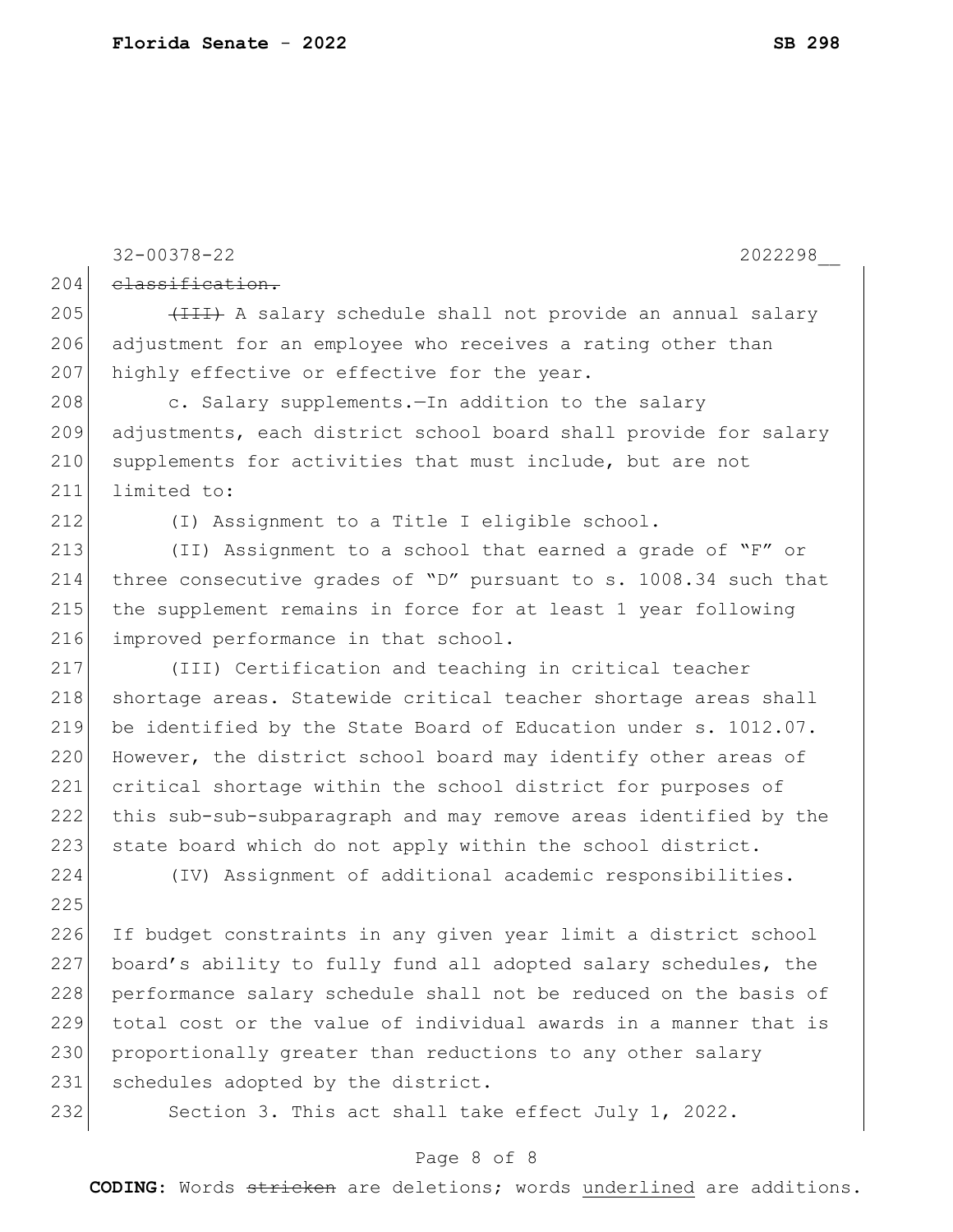~~classification.~~

~~(III)~~ A salary schedule shall not provide an annual salary adjustment for an employee who receives a rating other than highly effective or effective for the year.

c. Salary supplements.—In addition to the salary adjustments, each district school board shall provide for salary supplements for activities that must include, but are not limited to:

(I) Assignment to a Title I eligible school.

(II) Assignment to a school that earned a grade of "F" or three consecutive grades of "D" pursuant to s. 1008.34 such that the supplement remains in force for at least 1 year following improved performance in that school.

(III) Certification and teaching in critical teacher shortage areas. Statewide critical teacher shortage areas shall be identified by the State Board of Education under s. 1012.07. However, the district school board may identify other areas of critical shortage within the school district for purposes of this sub-sub-subparagraph and may remove areas identified by the state board which do not apply within the school district.

(IV) Assignment of additional academic responsibilities.

If budget constraints in any given year limit a district school board's ability to fully fund all adopted salary schedules, the performance salary schedule shall not be reduced on the basis of total cost or the value of individual awards in a manner that is proportionally greater than reductions to any other salary schedules adopted by the district.

Section 3. This act shall take effect July 1, 2022.